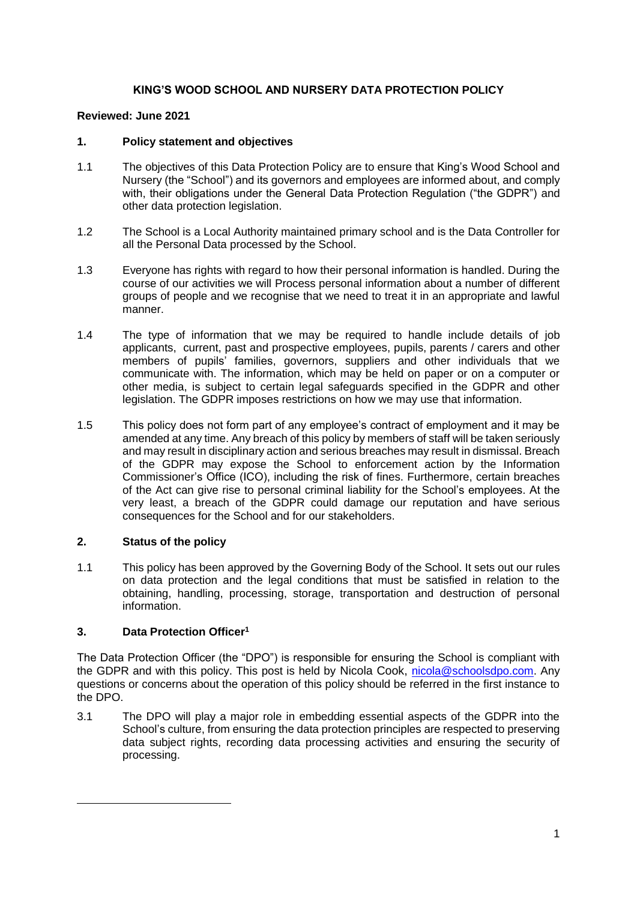# KING'S WOOD SCHOOL AND NURSERY DATA PROTECTION POLICY

**Reviewed: June 2021**

## 1. Policy statement and objectives

1.1 The objectives of this Data Protection Policy are to ensure that King's Wood School and Nursery (the "School") and its governors and employees are informed about, and comply with, their obligations under the General Data Protection Regulation ("the GDPR") and other data protection legislation.

1.2 The School is a Local Authority maintained primary school and is the Data Controller for all the Personal Data processed by the School.

1.3 Everyone has rights with regard to how their personal information is handled. During the course of our activities we will Process personal information about a number of different groups of people and we recognise that we need to treat it in an appropriate and lawful manner.

1.4 The type of information that we may be required to handle include details of job applicants, current, past and prospective employees, pupils, parents / carers and other members of pupils' families, governors, suppliers and other individuals that we communicate with. The information, which may be held on paper or on a computer or other media, is subject to certain legal safeguards specified in the GDPR and other legislation. The GDPR imposes restrictions on how we may use that information.

1.5 This policy does not form part of any employee's contract of employment and it may be amended at any time. Any breach of this policy by members of staff will be taken seriously and may result in disciplinary action and serious breaches may result in dismissal. Breach of the GDPR may expose the School to enforcement action by the Information Commissioner's Office (ICO), including the risk of fines. Furthermore, certain breaches of the Act can give rise to personal criminal liability for the School's employees. At the very least, a breach of the GDPR could damage our reputation and have serious consequences for the School and for our stakeholders.

## 2. Status of the policy

1.1 This policy has been approved by the Governing Body of the School. It sets out our rules on data protection and the legal conditions that must be satisfied in relation to the obtaining, handling, processing, storage, transportation and destruction of personal information.

## 3. Data Protection Officer[1]

The Data Protection Officer (the "DPO") is responsible for ensuring the School is compliant with the GDPR and with this policy. This post is held by Nicola Cook, nicola@schoolsdpo.com. Any questions or concerns about the operation of this policy should be referred in the first instance to the DPO.

3.1 The DPO will play a major role in embedding essential aspects of the GDPR into the School's culture, from ensuring the data protection principles are respected to preserving data subject rights, recording data processing activities and ensuring the security of processing.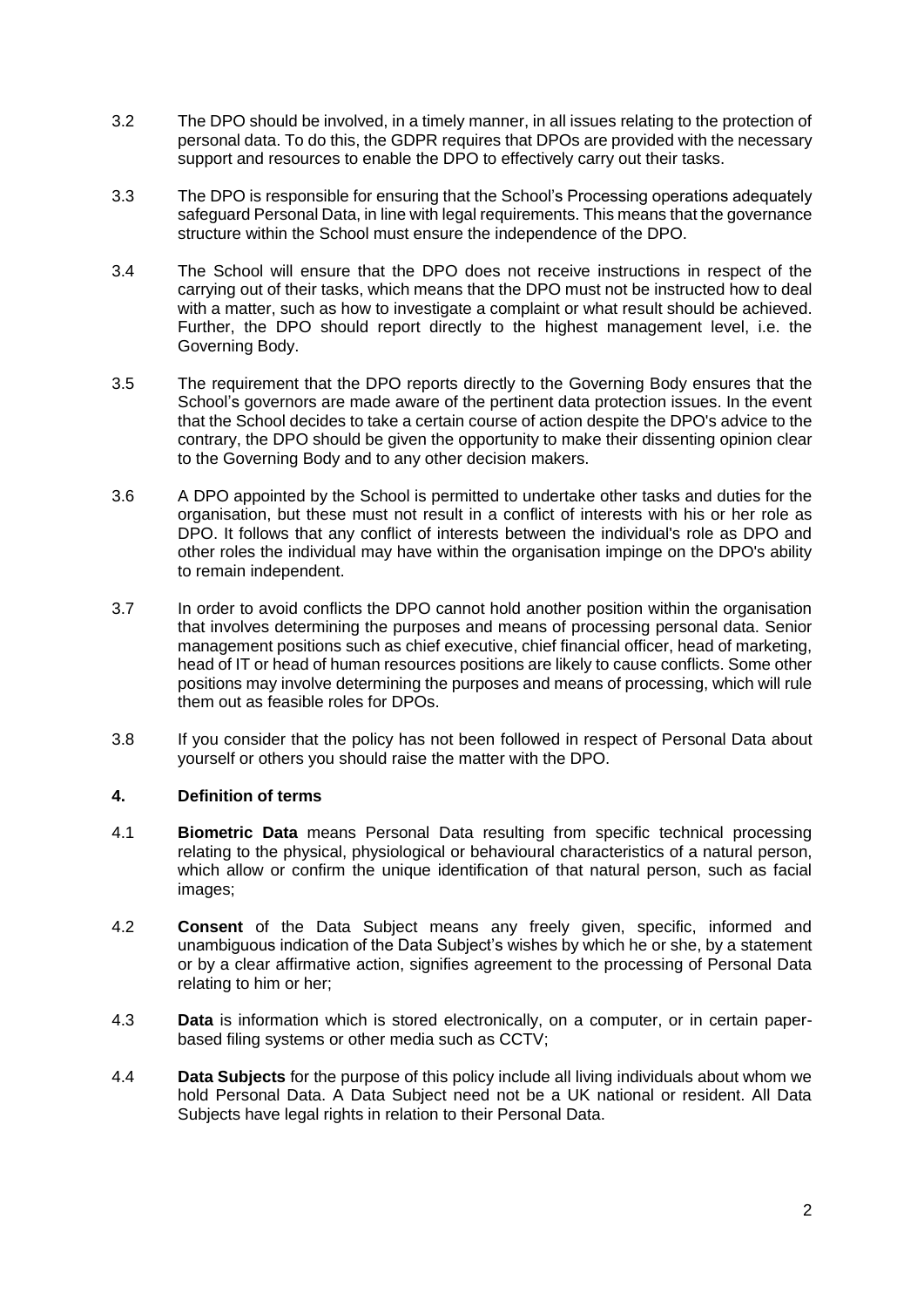3.2 The DPO should be involved, in a timely manner, in all issues relating to the protection of personal data. To do this, the GDPR requires that DPOs are provided with the necessary support and resources to enable the DPO to effectively carry out their tasks.

3.3 The DPO is responsible for ensuring that the School's Processing operations adequately safeguard Personal Data, in line with legal requirements. This means that the governance structure within the School must ensure the independence of the DPO.

3.4 The School will ensure that the DPO does not receive instructions in respect of the carrying out of their tasks, which means that the DPO must not be instructed how to deal with a matter, such as how to investigate a complaint or what result should be achieved. Further, the DPO should report directly to the highest management level, i.e. the Governing Body.

3.5 The requirement that the DPO reports directly to the Governing Body ensures that the School's governors are made aware of the pertinent data protection issues. In the event that the School decides to take a certain course of action despite the DPO's advice to the contrary, the DPO should be given the opportunity to make their dissenting opinion clear to the Governing Body and to any other decision makers.

3.6 A DPO appointed by the School is permitted to undertake other tasks and duties for the organisation, but these must not result in a conflict of interests with his or her role as DPO. It follows that any conflict of interests between the individual's role as DPO and other roles the individual may have within the organisation impinge on the DPO's ability to remain independent.

3.7 In order to avoid conflicts the DPO cannot hold another position within the organisation that involves determining the purposes and means of processing personal data. Senior management positions such as chief executive, chief financial officer, head of marketing, head of IT or head of human resources positions are likely to cause conflicts. Some other positions may involve determining the purposes and means of processing, which will rule them out as feasible roles for DPOs.

3.8 If you consider that the policy has not been followed in respect of Personal Data about yourself or others you should raise the matter with the DPO.

## 4. Definition of terms

4.1 **Biometric Data** means Personal Data resulting from specific technical processing relating to the physical, physiological or behavioural characteristics of a natural person, which allow or confirm the unique identification of that natural person, such as facial images;

4.2 **Consent** of the Data Subject means any freely given, specific, informed and unambiguous indication of the Data Subject's wishes by which he or she, by a statement or by a clear affirmative action, signifies agreement to the processing of Personal Data relating to him or her;

4.3 **Data** is information which is stored electronically, on a computer, or in certain paper-based filing systems or other media such as CCTV;

4.4 **Data Subjects** for the purpose of this policy include all living individuals about whom we hold Personal Data. A Data Subject need not be a UK national or resident. All Data Subjects have legal rights in relation to their Personal Data.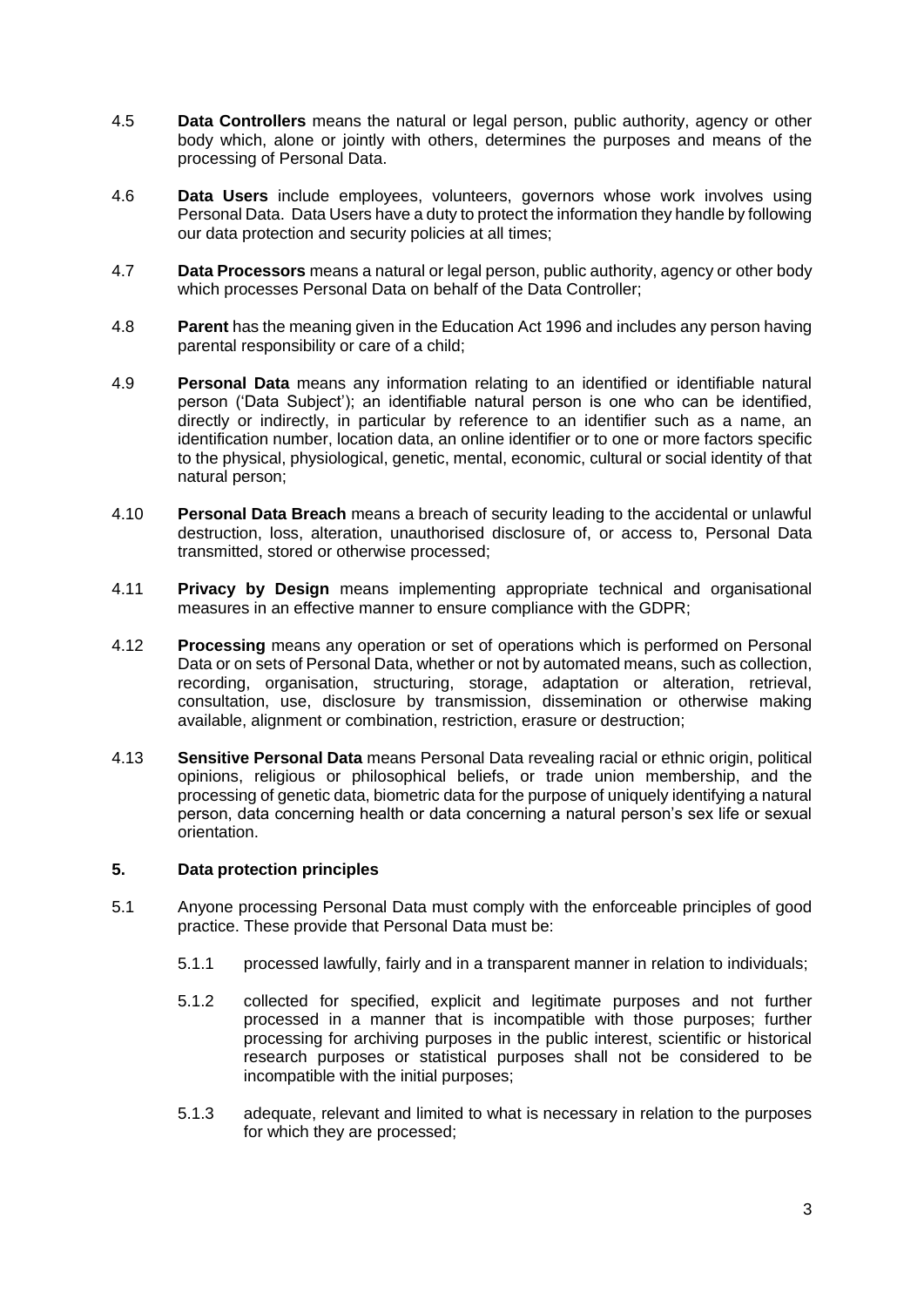4.5 **Data Controllers** means the natural or legal person, public authority, agency or other body which, alone or jointly with others, determines the purposes and means of the processing of Personal Data.

4.6 **Data Users** include employees, volunteers, governors whose work involves using Personal Data. Data Users have a duty to protect the information they handle by following our data protection and security policies at all times;

4.7 **Data Processors** means a natural or legal person, public authority, agency or other body which processes Personal Data on behalf of the Data Controller;

4.8 **Parent** has the meaning given in the Education Act 1996 and includes any person having parental responsibility or care of a child;

4.9 **Personal Data** means any information relating to an identified or identifiable natural person ('Data Subject'); an identifiable natural person is one who can be identified, directly or indirectly, in particular by reference to an identifier such as a name, an identification number, location data, an online identifier or to one or more factors specific to the physical, physiological, genetic, mental, economic, cultural or social identity of that natural person;

4.10 **Personal Data Breach** means a breach of security leading to the accidental or unlawful destruction, loss, alteration, unauthorised disclosure of, or access to, Personal Data transmitted, stored or otherwise processed;

4.11 **Privacy by Design** means implementing appropriate technical and organisational measures in an effective manner to ensure compliance with the GDPR;

4.12 **Processing** means any operation or set of operations which is performed on Personal Data or on sets of Personal Data, whether or not by automated means, such as collection, recording, organisation, structuring, storage, adaptation or alteration, retrieval, consultation, use, disclosure by transmission, dissemination or otherwise making available, alignment or combination, restriction, erasure or destruction;

4.13 **Sensitive Personal Data** means Personal Data revealing racial or ethnic origin, political opinions, religious or philosophical beliefs, or trade union membership, and the processing of genetic data, biometric data for the purpose of uniquely identifying a natural person, data concerning health or data concerning a natural person's sex life or sexual orientation.

## 5. Data protection principles

5.1 Anyone processing Personal Data must comply with the enforceable principles of good practice. These provide that Personal Data must be:

5.1.1 processed lawfully, fairly and in a transparent manner in relation to individuals;

5.1.2 collected for specified, explicit and legitimate purposes and not further processed in a manner that is incompatible with those purposes; further processing for archiving purposes in the public interest, scientific or historical research purposes or statistical purposes shall not be considered to be incompatible with the initial purposes;

5.1.3 adequate, relevant and limited to what is necessary in relation to the purposes for which they are processed;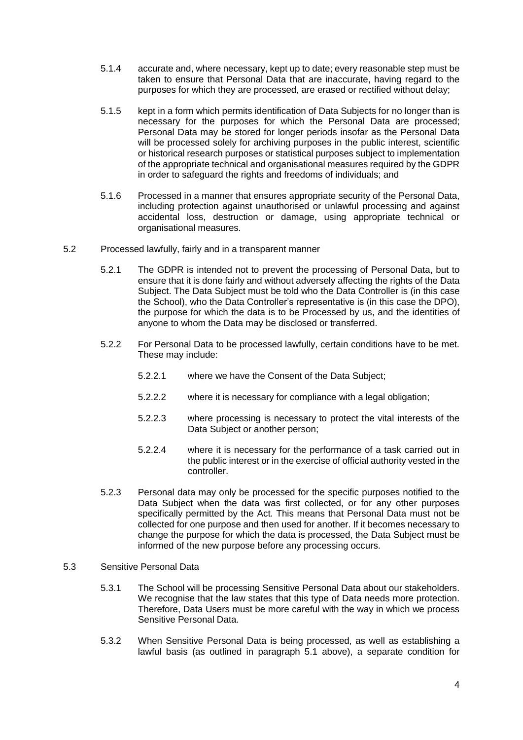5.1.4 accurate and, where necessary, kept up to date; every reasonable step must be taken to ensure that Personal Data that are inaccurate, having regard to the purposes for which they are processed, are erased or rectified without delay;

5.1.5 kept in a form which permits identification of Data Subjects for no longer than is necessary for the purposes for which the Personal Data are processed; Personal Data may be stored for longer periods insofar as the Personal Data will be processed solely for archiving purposes in the public interest, scientific or historical research purposes or statistical purposes subject to implementation of the appropriate technical and organisational measures required by the GDPR in order to safeguard the rights and freedoms of individuals; and

5.1.6 Processed in a manner that ensures appropriate security of the Personal Data, including protection against unauthorised or unlawful processing and against accidental loss, destruction or damage, using appropriate technical or organisational measures.

5.2 Processed lawfully, fairly and in a transparent manner

5.2.1 The GDPR is intended not to prevent the processing of Personal Data, but to ensure that it is done fairly and without adversely affecting the rights of the Data Subject. The Data Subject must be told who the Data Controller is (in this case the School), who the Data Controller's representative is (in this case the DPO), the purpose for which the data is to be Processed by us, and the identities of anyone to whom the Data may be disclosed or transferred.

5.2.2 For Personal Data to be processed lawfully, certain conditions have to be met. These may include:

5.2.2.1 where we have the Consent of the Data Subject;

5.2.2.2 where it is necessary for compliance with a legal obligation;

5.2.2.3 where processing is necessary to protect the vital interests of the Data Subject or another person;

5.2.2.4 where it is necessary for the performance of a task carried out in the public interest or in the exercise of official authority vested in the controller.

5.2.3 Personal data may only be processed for the specific purposes notified to the Data Subject when the data was first collected, or for any other purposes specifically permitted by the Act. This means that Personal Data must not be collected for one purpose and then used for another. If it becomes necessary to change the purpose for which the data is processed, the Data Subject must be informed of the new purpose before any processing occurs.

5.3 Sensitive Personal Data

5.3.1 The School will be processing Sensitive Personal Data about our stakeholders. We recognise that the law states that this type of Data needs more protection. Therefore, Data Users must be more careful with the way in which we process Sensitive Personal Data.

5.3.2 When Sensitive Personal Data is being processed, as well as establishing a lawful basis (as outlined in paragraph 5.1 above), a separate condition for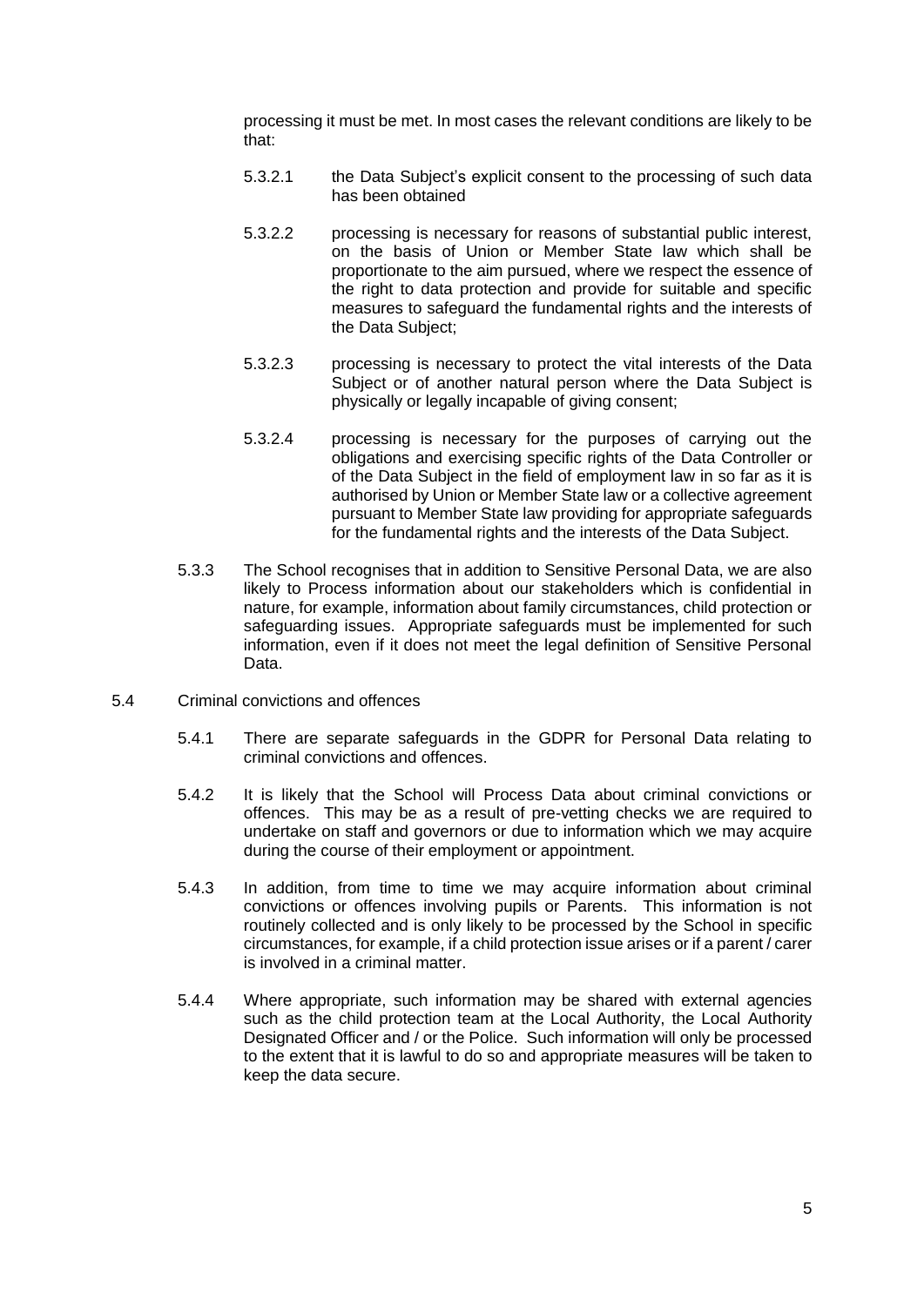processing it must be met. In most cases the relevant conditions are likely to be that:

5.3.2.1 the Data Subject's explicit consent to the processing of such data has been obtained

5.3.2.2 processing is necessary for reasons of substantial public interest, on the basis of Union or Member State law which shall be proportionate to the aim pursued, where we respect the essence of the right to data protection and provide for suitable and specific measures to safeguard the fundamental rights and the interests of the Data Subject;

5.3.2.3 processing is necessary to protect the vital interests of the Data Subject or of another natural person where the Data Subject is physically or legally incapable of giving consent;

5.3.2.4 processing is necessary for the purposes of carrying out the obligations and exercising specific rights of the Data Controller or of the Data Subject in the field of employment law in so far as it is authorised by Union or Member State law or a collective agreement pursuant to Member State law providing for appropriate safeguards for the fundamental rights and the interests of the Data Subject.

5.3.3 The School recognises that in addition to Sensitive Personal Data, we are also likely to Process information about our stakeholders which is confidential in nature, for example, information about family circumstances, child protection or safeguarding issues. Appropriate safeguards must be implemented for such information, even if it does not meet the legal definition of Sensitive Personal Data.

5.4 Criminal convictions and offences

5.4.1 There are separate safeguards in the GDPR for Personal Data relating to criminal convictions and offences.

5.4.2 It is likely that the School will Process Data about criminal convictions or offences. This may be as a result of pre-vetting checks we are required to undertake on staff and governors or due to information which we may acquire during the course of their employment or appointment.

5.4.3 In addition, from time to time we may acquire information about criminal convictions or offences involving pupils or Parents. This information is not routinely collected and is only likely to be processed by the School in specific circumstances, for example, if a child protection issue arises or if a parent / carer is involved in a criminal matter.

5.4.4 Where appropriate, such information may be shared with external agencies such as the child protection team at the Local Authority, the Local Authority Designated Officer and / or the Police. Such information will only be processed to the extent that it is lawful to do so and appropriate measures will be taken to keep the data secure.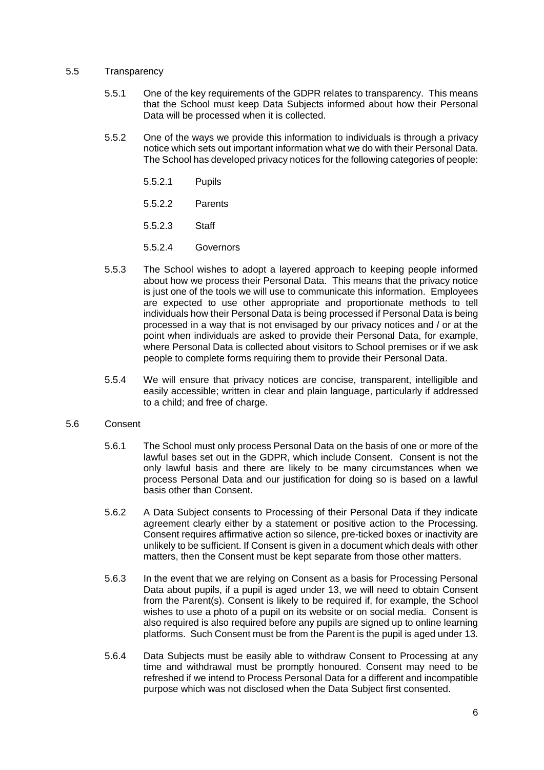5.5 Transparency

5.5.1 One of the key requirements of the GDPR relates to transparency. This means that the School must keep Data Subjects informed about how their Personal Data will be processed when it is collected.

5.5.2 One of the ways we provide this information to individuals is through a privacy notice which sets out important information what we do with their Personal Data. The School has developed privacy notices for the following categories of people:

5.5.2.1 Pupils

5.5.2.2 Parents

5.5.2.3 Staff

5.5.2.4 Governors

5.5.3 The School wishes to adopt a layered approach to keeping people informed about how we process their Personal Data. This means that the privacy notice is just one of the tools we will use to communicate this information. Employees are expected to use other appropriate and proportionate methods to tell individuals how their Personal Data is being processed if Personal Data is being processed in a way that is not envisaged by our privacy notices and / or at the point when individuals are asked to provide their Personal Data, for example, where Personal Data is collected about visitors to School premises or if we ask people to complete forms requiring them to provide their Personal Data.

5.5.4 We will ensure that privacy notices are concise, transparent, intelligible and easily accessible; written in clear and plain language, particularly if addressed to a child; and free of charge.

5.6 Consent

5.6.1 The School must only process Personal Data on the basis of one or more of the lawful bases set out in the GDPR, which include Consent. Consent is not the only lawful basis and there are likely to be many circumstances when we process Personal Data and our justification for doing so is based on a lawful basis other than Consent.

5.6.2 A Data Subject consents to Processing of their Personal Data if they indicate agreement clearly either by a statement or positive action to the Processing. Consent requires affirmative action so silence, pre-ticked boxes or inactivity are unlikely to be sufficient. If Consent is given in a document which deals with other matters, then the Consent must be kept separate from those other matters.

5.6.3 In the event that we are relying on Consent as a basis for Processing Personal Data about pupils, if a pupil is aged under 13, we will need to obtain Consent from the Parent(s). Consent is likely to be required if, for example, the School wishes to use a photo of a pupil on its website or on social media. Consent is also required is also required before any pupils are signed up to online learning platforms. Such Consent must be from the Parent is the pupil is aged under 13.

5.6.4 Data Subjects must be easily able to withdraw Consent to Processing at any time and withdrawal must be promptly honoured. Consent may need to be refreshed if we intend to Process Personal Data for a different and incompatible purpose which was not disclosed when the Data Subject first consented.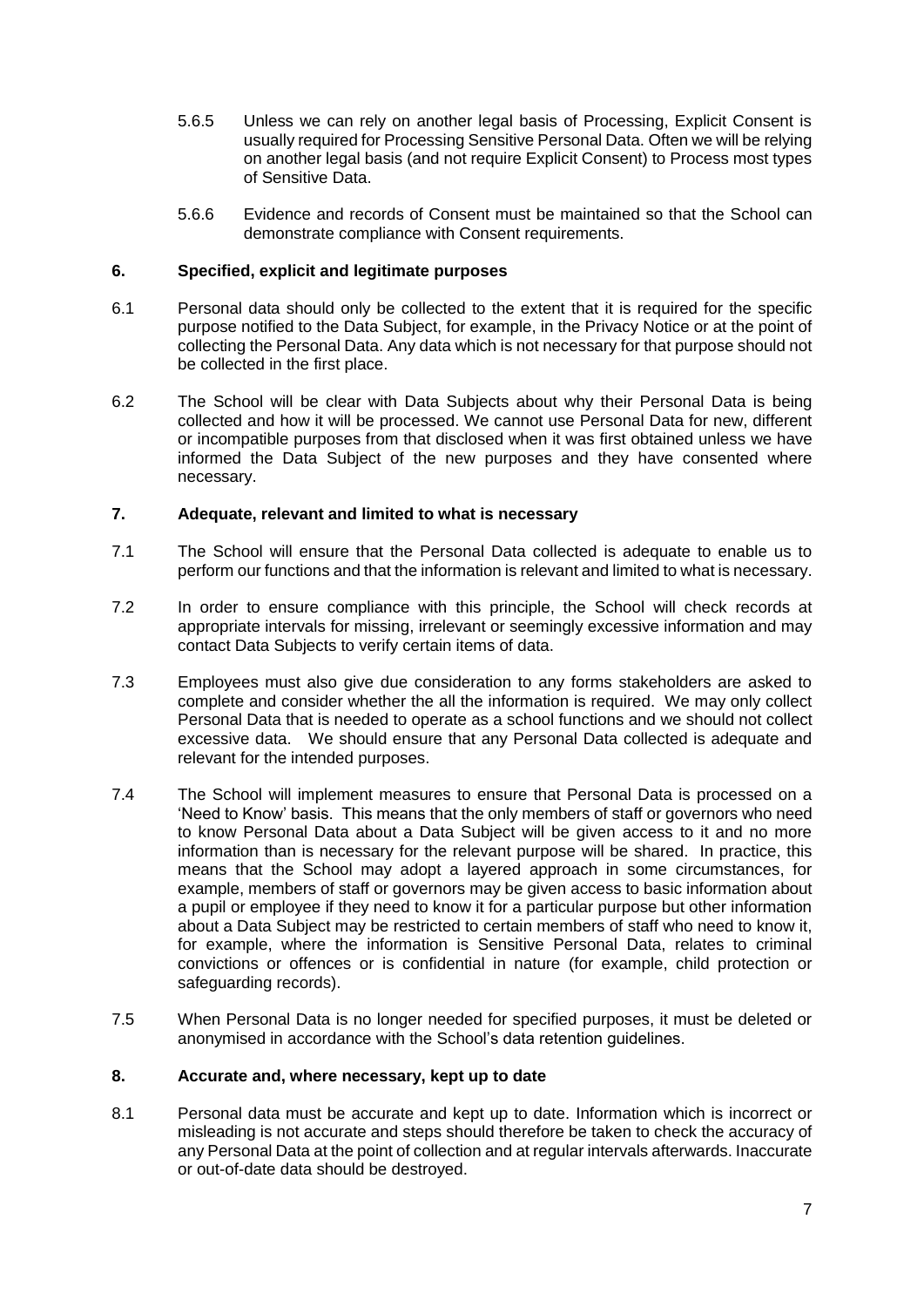5.6.5 Unless we can rely on another legal basis of Processing, Explicit Consent is usually required for Processing Sensitive Personal Data. Often we will be relying on another legal basis (and not require Explicit Consent) to Process most types of Sensitive Data.

5.6.6 Evidence and records of Consent must be maintained so that the School can demonstrate compliance with Consent requirements.

## 6. Specified, explicit and legitimate purposes

6.1 Personal data should only be collected to the extent that it is required for the specific purpose notified to the Data Subject, for example, in the Privacy Notice or at the point of collecting the Personal Data. Any data which is not necessary for that purpose should not be collected in the first place.

6.2 The School will be clear with Data Subjects about why their Personal Data is being collected and how it will be processed. We cannot use Personal Data for new, different or incompatible purposes from that disclosed when it was first obtained unless we have informed the Data Subject of the new purposes and they have consented where necessary.

## 7. Adequate, relevant and limited to what is necessary

7.1 The School will ensure that the Personal Data collected is adequate to enable us to perform our functions and that the information is relevant and limited to what is necessary.

7.2 In order to ensure compliance with this principle, the School will check records at appropriate intervals for missing, irrelevant or seemingly excessive information and may contact Data Subjects to verify certain items of data.

7.3 Employees must also give due consideration to any forms stakeholders are asked to complete and consider whether the all the information is required. We may only collect Personal Data that is needed to operate as a school functions and we should not collect excessive data. We should ensure that any Personal Data collected is adequate and relevant for the intended purposes.

7.4 The School will implement measures to ensure that Personal Data is processed on a 'Need to Know' basis. This means that the only members of staff or governors who need to know Personal Data about a Data Subject will be given access to it and no more information than is necessary for the relevant purpose will be shared. In practice, this means that the School may adopt a layered approach in some circumstances, for example, members of staff or governors may be given access to basic information about a pupil or employee if they need to know it for a particular purpose but other information about a Data Subject may be restricted to certain members of staff who need to know it, for example, where the information is Sensitive Personal Data, relates to criminal convictions or offences or is confidential in nature (for example, child protection or safeguarding records).

7.5 When Personal Data is no longer needed for specified purposes, it must be deleted or anonymised in accordance with the School's data retention guidelines.

## 8. Accurate and, where necessary, kept up to date

8.1 Personal data must be accurate and kept up to date. Information which is incorrect or misleading is not accurate and steps should therefore be taken to check the accuracy of any Personal Data at the point of collection and at regular intervals afterwards. Inaccurate or out-of-date data should be destroyed.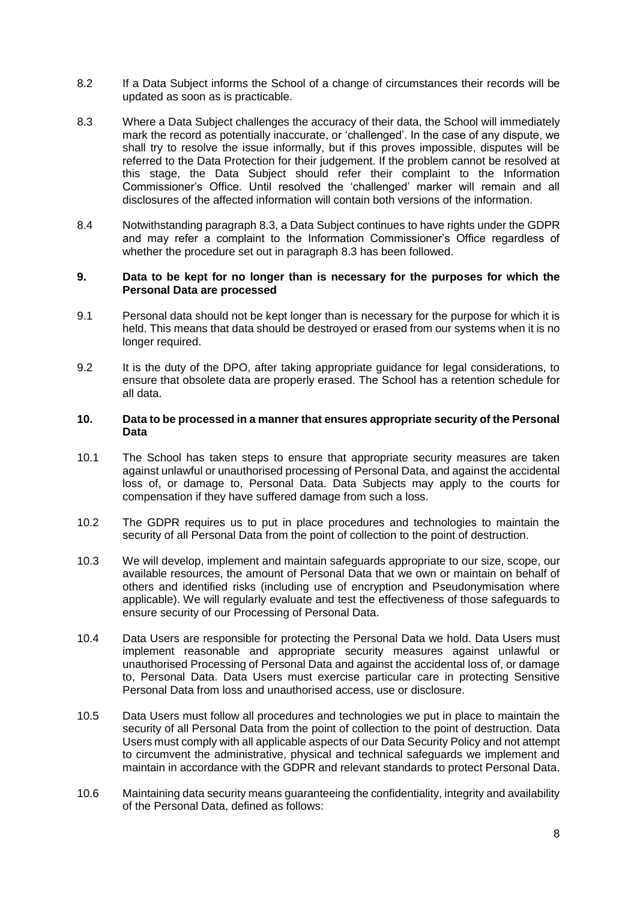8.2 If a Data Subject informs the School of a change of circumstances their records will be updated as soon as is practicable.

8.3 Where a Data Subject challenges the accuracy of their data, the School will immediately mark the record as potentially inaccurate, or 'challenged'. In the case of any dispute, we shall try to resolve the issue informally, but if this proves impossible, disputes will be referred to the Data Protection for their judgement. If the problem cannot be resolved at this stage, the Data Subject should refer their complaint to the Information Commissioner's Office. Until resolved the 'challenged' marker will remain and all disclosures of the affected information will contain both versions of the information.

8.4 Notwithstanding paragraph 8.3, a Data Subject continues to have rights under the GDPR and may refer a complaint to the Information Commissioner's Office regardless of whether the procedure set out in paragraph 8.3 has been followed.

## 9. Data to be kept for no longer than is necessary for the purposes for which the Personal Data are processed

9.1 Personal data should not be kept longer than is necessary for the purpose for which it is held. This means that data should be destroyed or erased from our systems when it is no longer required.

9.2 It is the duty of the DPO, after taking appropriate guidance for legal considerations, to ensure that obsolete data are properly erased. The School has a retention schedule for all data.

## 10. Data to be processed in a manner that ensures appropriate security of the Personal Data

10.1 The School has taken steps to ensure that appropriate security measures are taken against unlawful or unauthorised processing of Personal Data, and against the accidental loss of, or damage to, Personal Data. Data Subjects may apply to the courts for compensation if they have suffered damage from such a loss.

10.2 The GDPR requires us to put in place procedures and technologies to maintain the security of all Personal Data from the point of collection to the point of destruction.

10.3 We will develop, implement and maintain safeguards appropriate to our size, scope, our available resources, the amount of Personal Data that we own or maintain on behalf of others and identified risks (including use of encryption and Pseudonymisation where applicable). We will regularly evaluate and test the effectiveness of those safeguards to ensure security of our Processing of Personal Data.

10.4 Data Users are responsible for protecting the Personal Data we hold. Data Users must implement reasonable and appropriate security measures against unlawful or unauthorised Processing of Personal Data and against the accidental loss of, or damage to, Personal Data. Data Users must exercise particular care in protecting Sensitive Personal Data from loss and unauthorised access, use or disclosure.

10.5 Data Users must follow all procedures and technologies we put in place to maintain the security of all Personal Data from the point of collection to the point of destruction. Data Users must comply with all applicable aspects of our Data Security Policy and not attempt to circumvent the administrative, physical and technical safeguards we implement and maintain in accordance with the GDPR and relevant standards to protect Personal Data.

10.6 Maintaining data security means guaranteeing the confidentiality, integrity and availability of the Personal Data, defined as follows: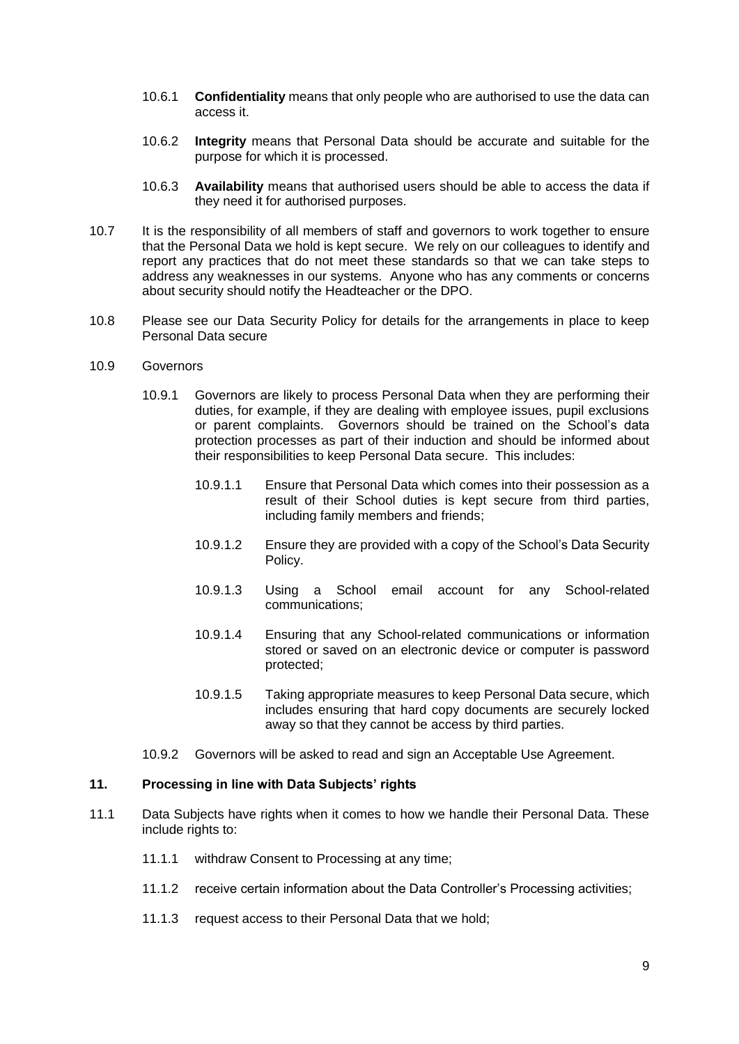10.6.1 **Confidentiality** means that only people who are authorised to use the data can access it.

10.6.2 **Integrity** means that Personal Data should be accurate and suitable for the purpose for which it is processed.

10.6.3 **Availability** means that authorised users should be able to access the data if they need it for authorised purposes.

10.7 It is the responsibility of all members of staff and governors to work together to ensure that the Personal Data we hold is kept secure. We rely on our colleagues to identify and report any practices that do not meet these standards so that we can take steps to address any weaknesses in our systems. Anyone who has any comments or concerns about security should notify the Headteacher or the DPO.

10.8 Please see our Data Security Policy for details for the arrangements in place to keep Personal Data secure

10.9 Governors

10.9.1 Governors are likely to process Personal Data when they are performing their duties, for example, if they are dealing with employee issues, pupil exclusions or parent complaints. Governors should be trained on the School's data protection processes as part of their induction and should be informed about their responsibilities to keep Personal Data secure. This includes:

10.9.1.1 Ensure that Personal Data which comes into their possession as a result of their School duties is kept secure from third parties, including family members and friends;

10.9.1.2 Ensure they are provided with a copy of the School's Data Security Policy.

10.9.1.3 Using a School email account for any School-related communications;

10.9.1.4 Ensuring that any School-related communications or information stored or saved on an electronic device or computer is password protected;

10.9.1.5 Taking appropriate measures to keep Personal Data secure, which includes ensuring that hard copy documents are securely locked away so that they cannot be access by third parties.

10.9.2 Governors will be asked to read and sign an Acceptable Use Agreement.

## 11. Processing in line with Data Subjects' rights

11.1 Data Subjects have rights when it comes to how we handle their Personal Data. These include rights to:

11.1.1 withdraw Consent to Processing at any time;

11.1.2 receive certain information about the Data Controller's Processing activities;

11.1.3 request access to their Personal Data that we hold;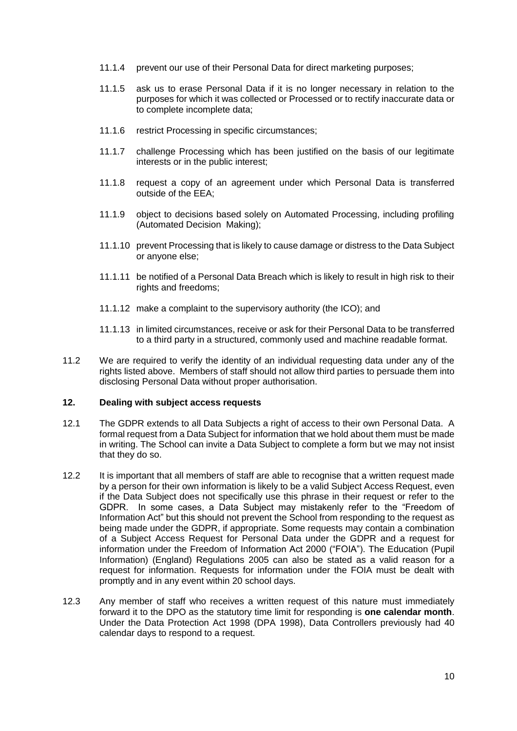11.1.4 prevent our use of their Personal Data for direct marketing purposes;

11.1.5 ask us to erase Personal Data if it is no longer necessary in relation to the purposes for which it was collected or Processed or to rectify inaccurate data or to complete incomplete data;

11.1.6 restrict Processing in specific circumstances;

11.1.7 challenge Processing which has been justified on the basis of our legitimate interests or in the public interest;

11.1.8 request a copy of an agreement under which Personal Data is transferred outside of the EEA;

11.1.9 object to decisions based solely on Automated Processing, including profiling (Automated Decision Making);

11.1.10 prevent Processing that is likely to cause damage or distress to the Data Subject or anyone else;

11.1.11 be notified of a Personal Data Breach which is likely to result in high risk to their rights and freedoms;

11.1.12 make a complaint to the supervisory authority (the ICO); and

11.1.13 in limited circumstances, receive or ask for their Personal Data to be transferred to a third party in a structured, commonly used and machine readable format.

11.2 We are required to verify the identity of an individual requesting data under any of the rights listed above. Members of staff should not allow third parties to persuade them into disclosing Personal Data without proper authorisation.

## 12. Dealing with subject access requests

12.1 The GDPR extends to all Data Subjects a right of access to their own Personal Data. A formal request from a Data Subject for information that we hold about them must be made in writing. The School can invite a Data Subject to complete a form but we may not insist that they do so.

12.2 It is important that all members of staff are able to recognise that a written request made by a person for their own information is likely to be a valid Subject Access Request, even if the Data Subject does not specifically use this phrase in their request or refer to the GDPR. In some cases, a Data Subject may mistakenly refer to the "Freedom of Information Act" but this should not prevent the School from responding to the request as being made under the GDPR, if appropriate. Some requests may contain a combination of a Subject Access Request for Personal Data under the GDPR and a request for information under the Freedom of Information Act 2000 ("FOIA"). The Education (Pupil Information) (England) Regulations 2005 can also be stated as a valid reason for a request for information. Requests for information under the FOIA must be dealt with promptly and in any event within 20 school days.

12.3 Any member of staff who receives a written request of this nature must immediately forward it to the DPO as the statutory time limit for responding is **one calendar month**. Under the Data Protection Act 1998 (DPA 1998), Data Controllers previously had 40 calendar days to respond to a request.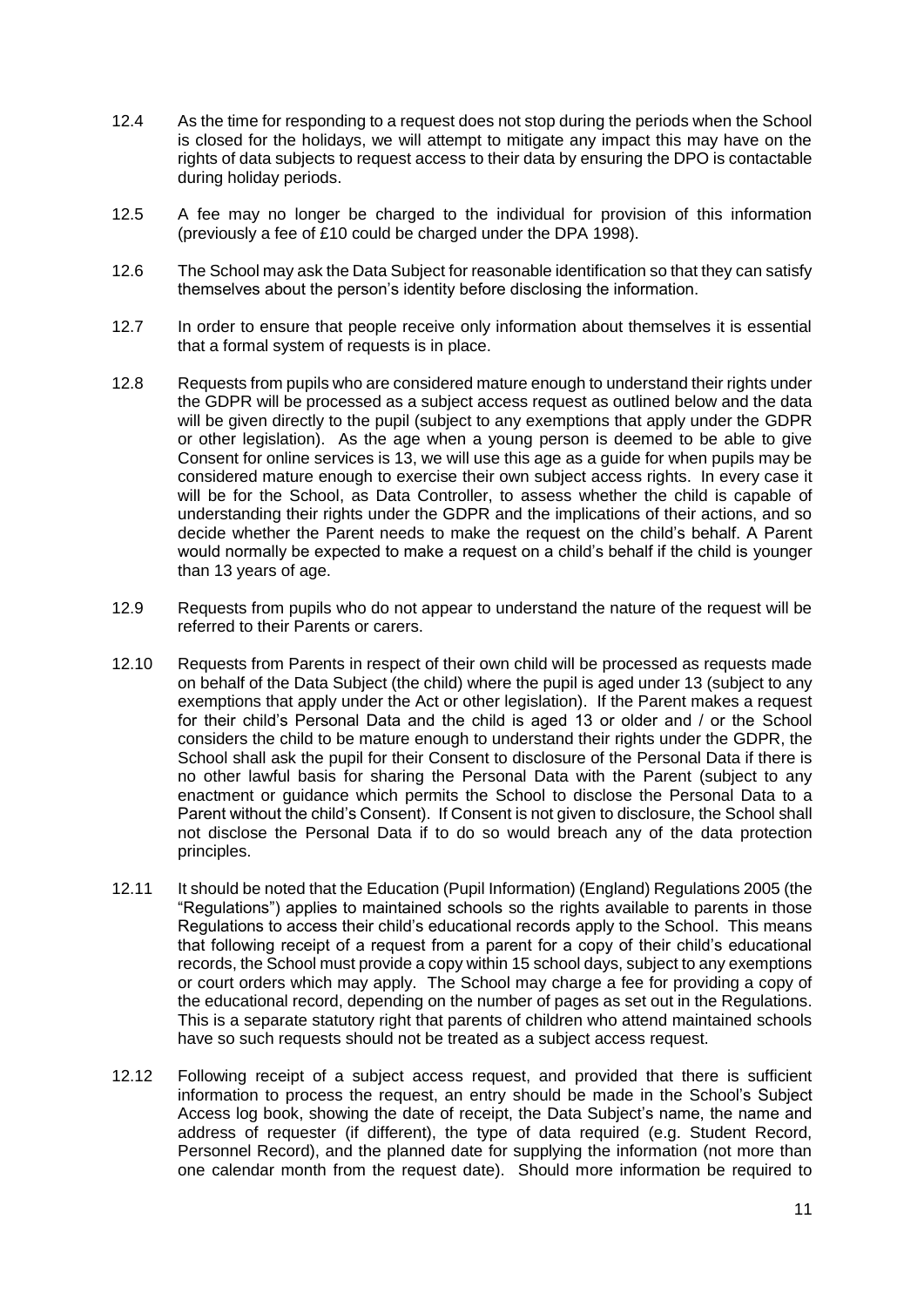12.4 As the time for responding to a request does not stop during the periods when the School is closed for the holidays, we will attempt to mitigate any impact this may have on the rights of data subjects to request access to their data by ensuring the DPO is contactable during holiday periods.

12.5 A fee may no longer be charged to the individual for provision of this information (previously a fee of £10 could be charged under the DPA 1998).

12.6 The School may ask the Data Subject for reasonable identification so that they can satisfy themselves about the person's identity before disclosing the information.

12.7 In order to ensure that people receive only information about themselves it is essential that a formal system of requests is in place.

12.8 Requests from pupils who are considered mature enough to understand their rights under the GDPR will be processed as a subject access request as outlined below and the data will be given directly to the pupil (subject to any exemptions that apply under the GDPR or other legislation). As the age when a young person is deemed to be able to give Consent for online services is 13, we will use this age as a guide for when pupils may be considered mature enough to exercise their own subject access rights. In every case it will be for the School, as Data Controller, to assess whether the child is capable of understanding their rights under the GDPR and the implications of their actions, and so decide whether the Parent needs to make the request on the child's behalf. A Parent would normally be expected to make a request on a child's behalf if the child is younger than 13 years of age.

12.9 Requests from pupils who do not appear to understand the nature of the request will be referred to their Parents or carers.

12.10 Requests from Parents in respect of their own child will be processed as requests made on behalf of the Data Subject (the child) where the pupil is aged under 13 (subject to any exemptions that apply under the Act or other legislation). If the Parent makes a request for their child's Personal Data and the child is aged 13 or older and / or the School considers the child to be mature enough to understand their rights under the GDPR, the School shall ask the pupil for their Consent to disclosure of the Personal Data if there is no other lawful basis for sharing the Personal Data with the Parent (subject to any enactment or guidance which permits the School to disclose the Personal Data to a Parent without the child's Consent). If Consent is not given to disclosure, the School shall not disclose the Personal Data if to do so would breach any of the data protection principles.

12.11 It should be noted that the Education (Pupil Information) (England) Regulations 2005 (the "Regulations") applies to maintained schools so the rights available to parents in those Regulations to access their child's educational records apply to the School. This means that following receipt of a request from a parent for a copy of their child's educational records, the School must provide a copy within 15 school days, subject to any exemptions or court orders which may apply. The School may charge a fee for providing a copy of the educational record, depending on the number of pages as set out in the Regulations. This is a separate statutory right that parents of children who attend maintained schools have so such requests should not be treated as a subject access request.

12.12 Following receipt of a subject access request, and provided that there is sufficient information to process the request, an entry should be made in the School's Subject Access log book, showing the date of receipt, the Data Subject's name, the name and address of requester (if different), the type of data required (e.g. Student Record, Personnel Record), and the planned date for supplying the information (not more than one calendar month from the request date). Should more information be required to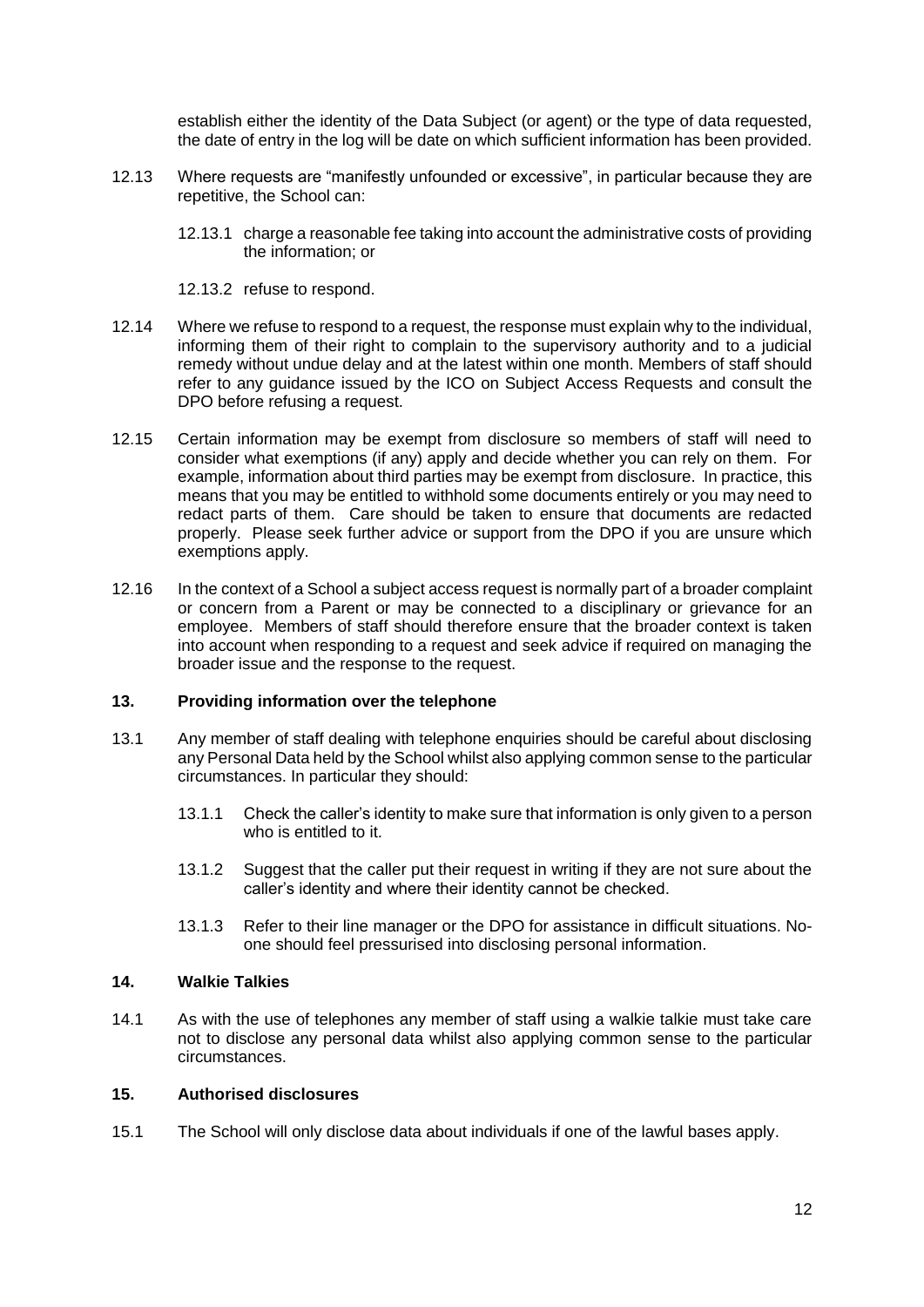establish either the identity of the Data Subject (or agent) or the type of data requested, the date of entry in the log will be date on which sufficient information has been provided.

12.13 Where requests are "manifestly unfounded or excessive", in particular because they are repetitive, the School can:

12.13.1 charge a reasonable fee taking into account the administrative costs of providing the information; or

12.13.2 refuse to respond.

12.14 Where we refuse to respond to a request, the response must explain why to the individual, informing them of their right to complain to the supervisory authority and to a judicial remedy without undue delay and at the latest within one month. Members of staff should refer to any guidance issued by the ICO on Subject Access Requests and consult the DPO before refusing a request.

12.15 Certain information may be exempt from disclosure so members of staff will need to consider what exemptions (if any) apply and decide whether you can rely on them. For example, information about third parties may be exempt from disclosure. In practice, this means that you may be entitled to withhold some documents entirely or you may need to redact parts of them. Care should be taken to ensure that documents are redacted properly. Please seek further advice or support from the DPO if you are unsure which exemptions apply.

12.16 In the context of a School a subject access request is normally part of a broader complaint or concern from a Parent or may be connected to a disciplinary or grievance for an employee. Members of staff should therefore ensure that the broader context is taken into account when responding to a request and seek advice if required on managing the broader issue and the response to the request.

## 13. Providing information over the telephone

13.1 Any member of staff dealing with telephone enquiries should be careful about disclosing any Personal Data held by the School whilst also applying common sense to the particular circumstances. In particular they should:

13.1.1 Check the caller's identity to make sure that information is only given to a person who is entitled to it.

13.1.2 Suggest that the caller put their request in writing if they are not sure about the caller's identity and where their identity cannot be checked.

13.1.3 Refer to their line manager or the DPO for assistance in difficult situations. No-one should feel pressurised into disclosing personal information.

## 14. Walkie Talkies

14.1 As with the use of telephones any member of staff using a walkie talkie must take care not to disclose any personal data whilst also applying common sense to the particular circumstances.

## 15. Authorised disclosures

15.1 The School will only disclose data about individuals if one of the lawful bases apply.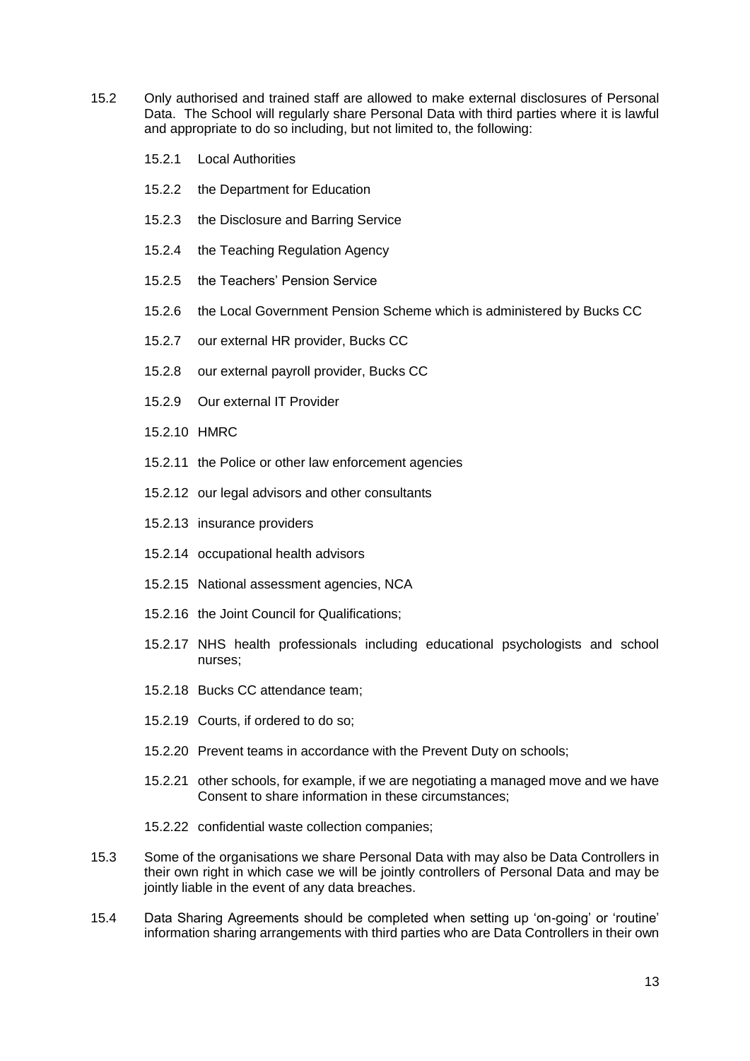15.2 Only authorised and trained staff are allowed to make external disclosures of Personal Data. The School will regularly share Personal Data with third parties where it is lawful and appropriate to do so including, but not limited to, the following:

- 15.2.1 Local Authorities
- 15.2.2 the Department for Education
- 15.2.3 the Disclosure and Barring Service
- 15.2.4 the Teaching Regulation Agency
- 15.2.5 the Teachers' Pension Service
- 15.2.6 the Local Government Pension Scheme which is administered by Bucks CC
- 15.2.7 our external HR provider, Bucks CC
- 15.2.8 our external payroll provider, Bucks CC
- 15.2.9 Our external IT Provider
- 15.2.10 HMRC
- 15.2.11 the Police or other law enforcement agencies
- 15.2.12 our legal advisors and other consultants
- 15.2.13 insurance providers
- 15.2.14 occupational health advisors
- 15.2.15 National assessment agencies, NCA
- 15.2.16 the Joint Council for Qualifications;
- 15.2.17 NHS health professionals including educational psychologists and school nurses;
- 15.2.18 Bucks CC attendance team;
- 15.2.19 Courts, if ordered to do so;
- 15.2.20 Prevent teams in accordance with the Prevent Duty on schools;
- 15.2.21 other schools, for example, if we are negotiating a managed move and we have Consent to share information in these circumstances;
- 15.2.22 confidential waste collection companies;

15.3 Some of the organisations we share Personal Data with may also be Data Controllers in their own right in which case we will be jointly controllers of Personal Data and may be jointly liable in the event of any data breaches.

15.4 Data Sharing Agreements should be completed when setting up 'on-going' or 'routine' information sharing arrangements with third parties who are Data Controllers in their own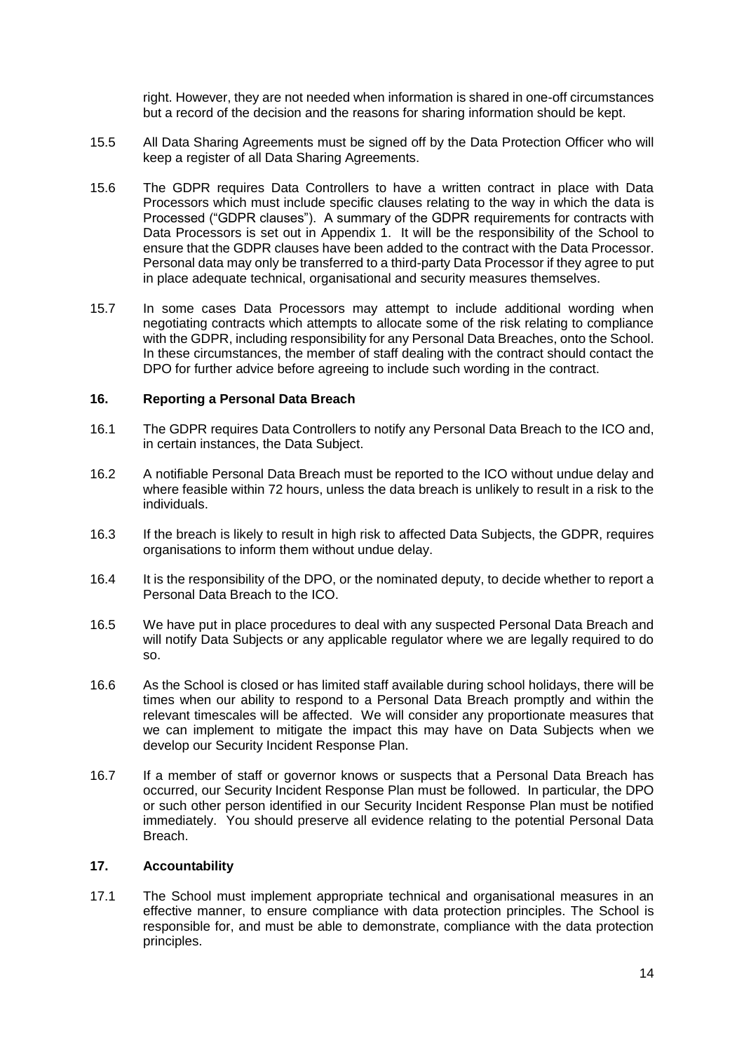right. However, they are not needed when information is shared in one-off circumstances but a record of the decision and the reasons for sharing information should be kept.

15.5 All Data Sharing Agreements must be signed off by the Data Protection Officer who will keep a register of all Data Sharing Agreements.

15.6 The GDPR requires Data Controllers to have a written contract in place with Data Processors which must include specific clauses relating to the way in which the data is Processed ("GDPR clauses"). A summary of the GDPR requirements for contracts with Data Processors is set out in Appendix 1. It will be the responsibility of the School to ensure that the GDPR clauses have been added to the contract with the Data Processor. Personal data may only be transferred to a third-party Data Processor if they agree to put in place adequate technical, organisational and security measures themselves.

15.7 In some cases Data Processors may attempt to include additional wording when negotiating contracts which attempts to allocate some of the risk relating to compliance with the GDPR, including responsibility for any Personal Data Breaches, onto the School. In these circumstances, the member of staff dealing with the contract should contact the DPO for further advice before agreeing to include such wording in the contract.

## 16. Reporting a Personal Data Breach

16.1 The GDPR requires Data Controllers to notify any Personal Data Breach to the ICO and, in certain instances, the Data Subject.

16.2 A notifiable Personal Data Breach must be reported to the ICO without undue delay and where feasible within 72 hours, unless the data breach is unlikely to result in a risk to the individuals.

16.3 If the breach is likely to result in high risk to affected Data Subjects, the GDPR, requires organisations to inform them without undue delay.

16.4 It is the responsibility of the DPO, or the nominated deputy, to decide whether to report a Personal Data Breach to the ICO.

16.5 We have put in place procedures to deal with any suspected Personal Data Breach and will notify Data Subjects or any applicable regulator where we are legally required to do so.

16.6 As the School is closed or has limited staff available during school holidays, there will be times when our ability to respond to a Personal Data Breach promptly and within the relevant timescales will be affected. We will consider any proportionate measures that we can implement to mitigate the impact this may have on Data Subjects when we develop our Security Incident Response Plan.

16.7 If a member of staff or governor knows or suspects that a Personal Data Breach has occurred, our Security Incident Response Plan must be followed. In particular, the DPO or such other person identified in our Security Incident Response Plan must be notified immediately. You should preserve all evidence relating to the potential Personal Data Breach.

## 17. Accountability

17.1 The School must implement appropriate technical and organisational measures in an effective manner, to ensure compliance with data protection principles. The School is responsible for, and must be able to demonstrate, compliance with the data protection principles.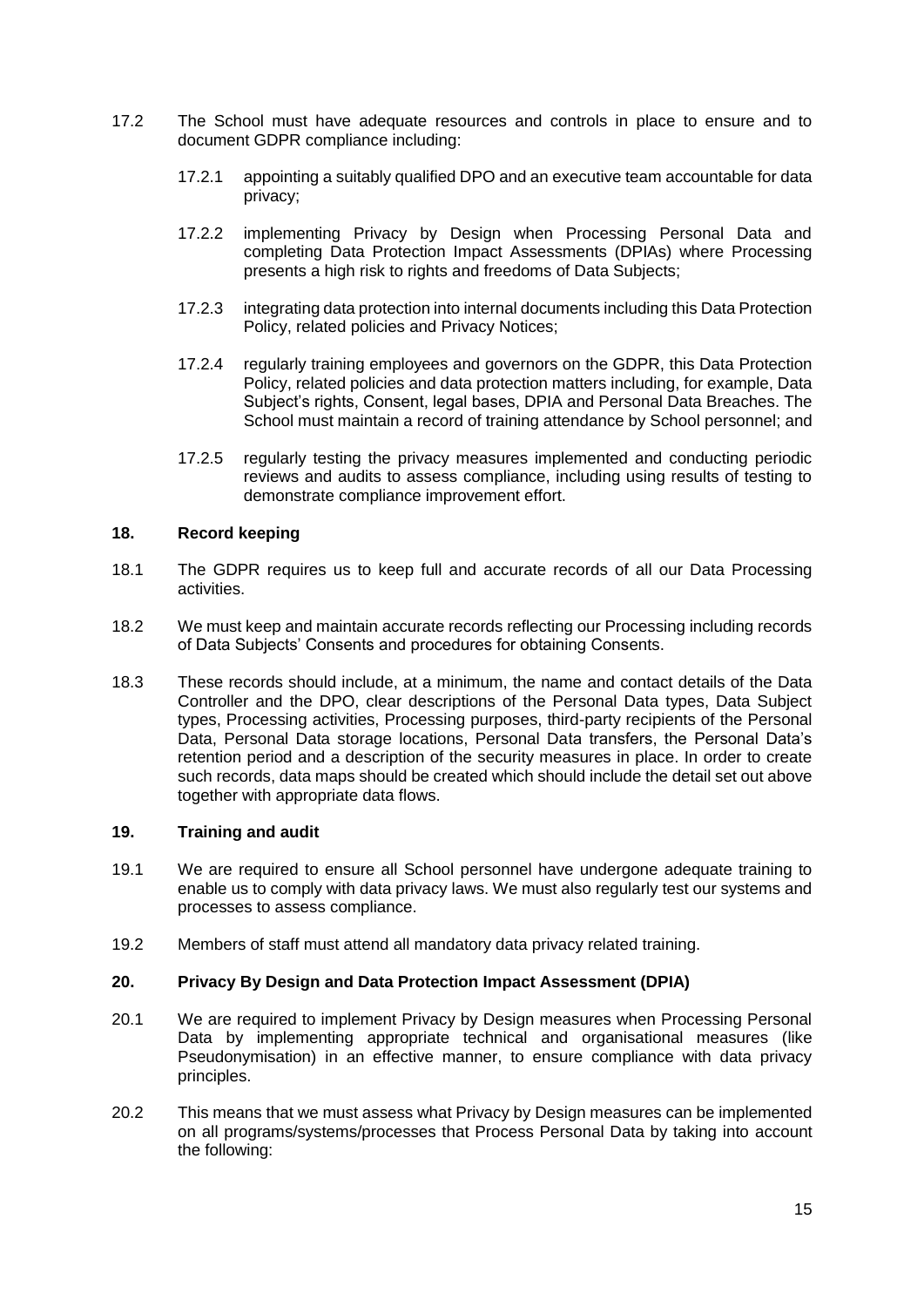17.2 The School must have adequate resources and controls in place to ensure and to document GDPR compliance including:

- 17.2.1 appointing a suitably qualified DPO and an executive team accountable for data privacy;
- 17.2.2 implementing Privacy by Design when Processing Personal Data and completing Data Protection Impact Assessments (DPIAs) where Processing presents a high risk to rights and freedoms of Data Subjects;
- 17.2.3 integrating data protection into internal documents including this Data Protection Policy, related policies and Privacy Notices;
- 17.2.4 regularly training employees and governors on the GDPR, this Data Protection Policy, related policies and data protection matters including, for example, Data Subject's rights, Consent, legal bases, DPIA and Personal Data Breaches. The School must maintain a record of training attendance by School personnel; and
- 17.2.5 regularly testing the privacy measures implemented and conducting periodic reviews and audits to assess compliance, including using results of testing to demonstrate compliance improvement effort.

## 18. Record keeping

18.1 The GDPR requires us to keep full and accurate records of all our Data Processing activities.

18.2 We must keep and maintain accurate records reflecting our Processing including records of Data Subjects' Consents and procedures for obtaining Consents.

18.3 These records should include, at a minimum, the name and contact details of the Data Controller and the DPO, clear descriptions of the Personal Data types, Data Subject types, Processing activities, Processing purposes, third-party recipients of the Personal Data, Personal Data storage locations, Personal Data transfers, the Personal Data's retention period and a description of the security measures in place. In order to create such records, data maps should be created which should include the detail set out above together with appropriate data flows.

## 19. Training and audit

19.1 We are required to ensure all School personnel have undergone adequate training to enable us to comply with data privacy laws. We must also regularly test our systems and processes to assess compliance.

19.2 Members of staff must attend all mandatory data privacy related training.

## 20. Privacy By Design and Data Protection Impact Assessment (DPIA)

20.1 We are required to implement Privacy by Design measures when Processing Personal Data by implementing appropriate technical and organisational measures (like Pseudonymisation) in an effective manner, to ensure compliance with data privacy principles.

20.2 This means that we must assess what Privacy by Design measures can be implemented on all programs/systems/processes that Process Personal Data by taking into account the following: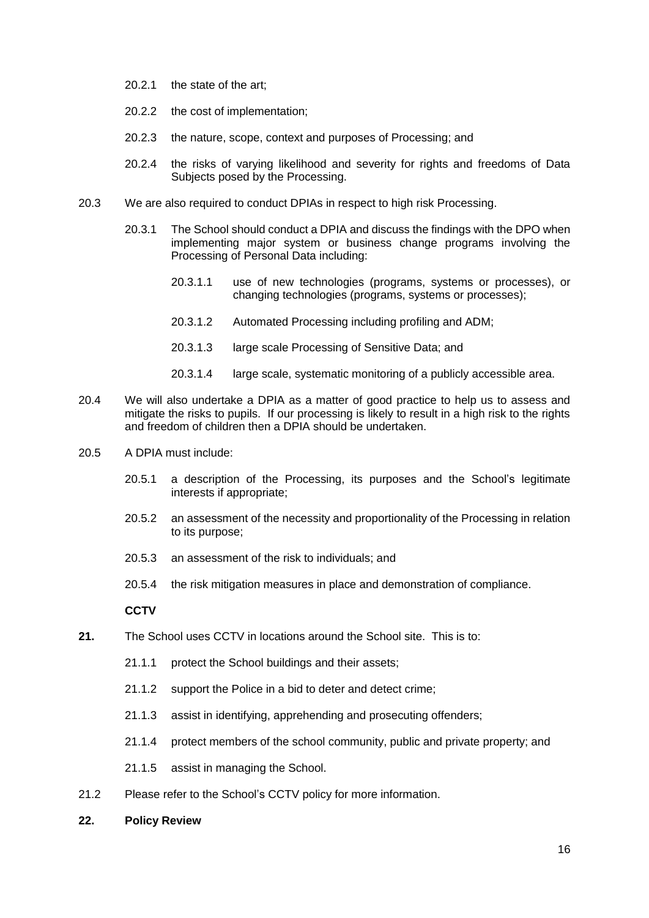20.2.1 the state of the art;

20.2.2 the cost of implementation;

20.2.3 the nature, scope, context and purposes of Processing; and

20.2.4 the risks of varying likelihood and severity for rights and freedoms of Data Subjects posed by the Processing.

20.3 We are also required to conduct DPIAs in respect to high risk Processing.

20.3.1 The School should conduct a DPIA and discuss the findings with the DPO when implementing major system or business change programs involving the Processing of Personal Data including:

20.3.1.1 use of new technologies (programs, systems or processes), or changing technologies (programs, systems or processes);

20.3.1.2 Automated Processing including profiling and ADM;

20.3.1.3 large scale Processing of Sensitive Data; and

20.3.1.4 large scale, systematic monitoring of a publicly accessible area.

20.4 We will also undertake a DPIA as a matter of good practice to help us to assess and mitigate the risks to pupils. If our processing is likely to result in a high risk to the rights and freedom of children then a DPIA should be undertaken.

20.5 A DPIA must include:

20.5.1 a description of the Processing, its purposes and the School's legitimate interests if appropriate;

20.5.2 an assessment of the necessity and proportionality of the Processing in relation to its purpose;

20.5.3 an assessment of the risk to individuals; and

20.5.4 the risk mitigation measures in place and demonstration of compliance.

**CCTV**

**21.** The School uses CCTV in locations around the School site. This is to:

21.1.1 protect the School buildings and their assets;

21.1.2 support the Police in a bid to deter and detect crime;

21.1.3 assist in identifying, apprehending and prosecuting offenders;

21.1.4 protect members of the school community, public and private property; and

21.1.5 assist in managing the School.

21.2 Please refer to the School's CCTV policy for more information.

**22. Policy Review**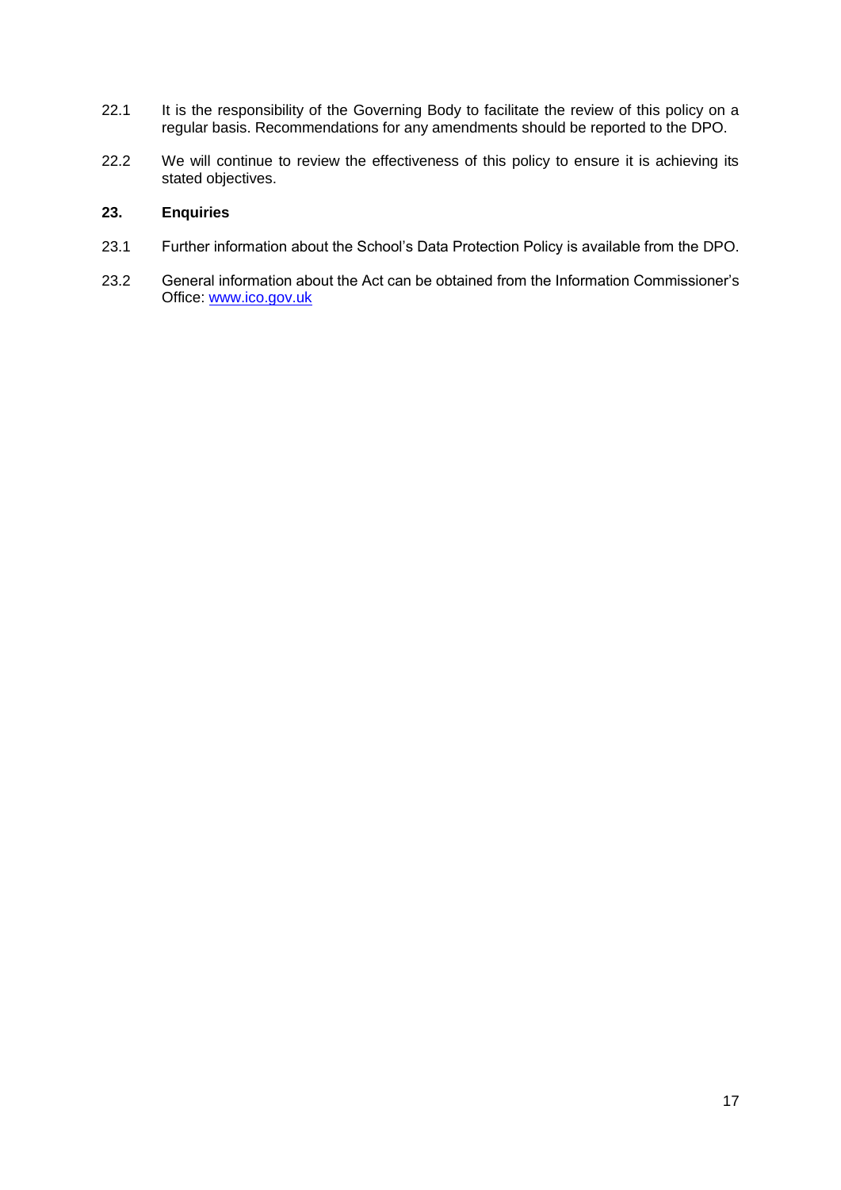22.1 It is the responsibility of the Governing Body to facilitate the review of this policy on a regular basis. Recommendations for any amendments should be reported to the DPO.

22.2 We will continue to review the effectiveness of this policy to ensure it is achieving its stated objectives.

## 23. Enquiries

23.1 Further information about the School's Data Protection Policy is available from the DPO.

23.2 General information about the Act can be obtained from the Information Commissioner's Office: [www.ico.gov.uk](http://www.ico.gov.uk)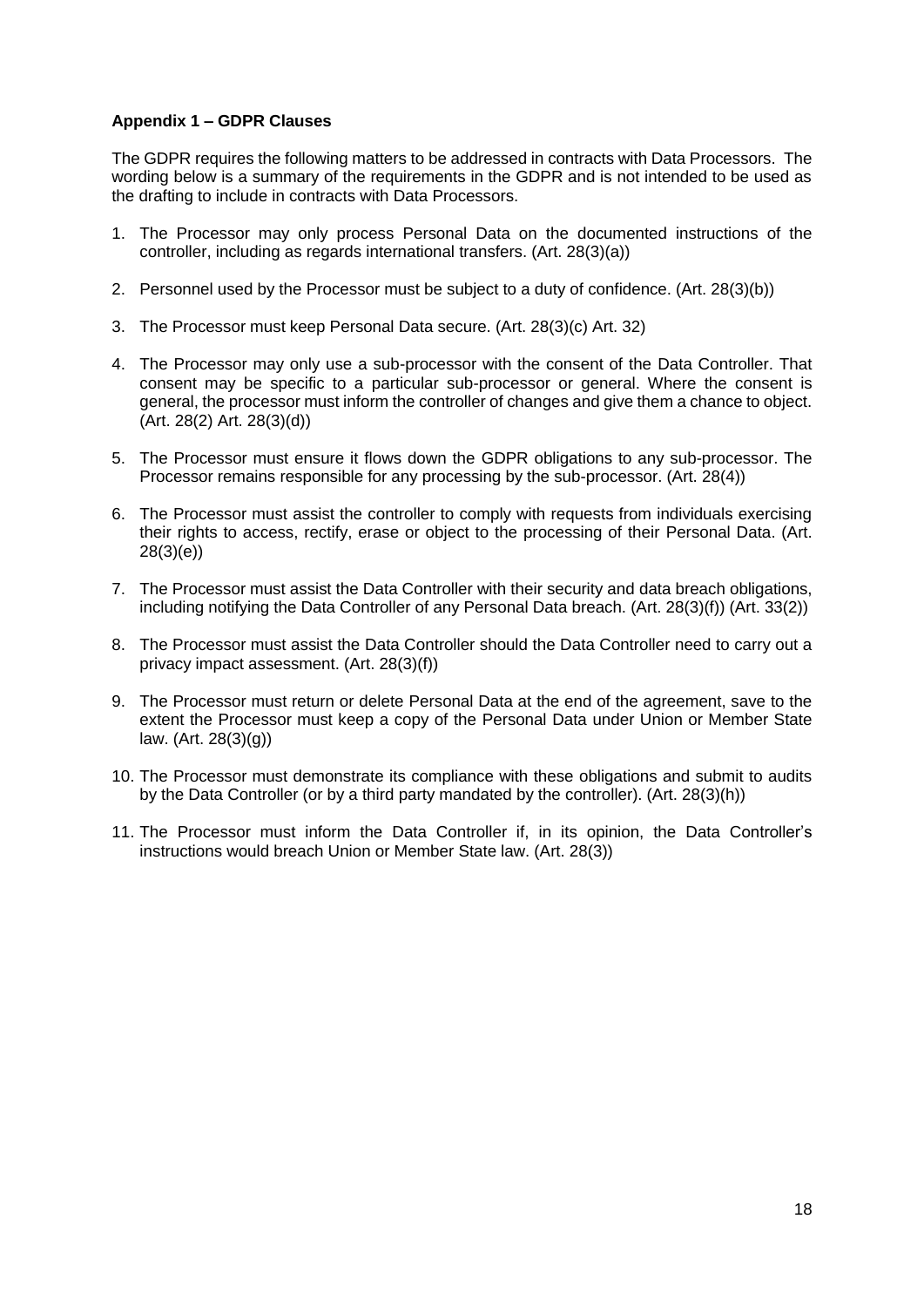**Appendix 1 – GDPR Clauses**

The GDPR requires the following matters to be addressed in contracts with Data Processors. The wording below is a summary of the requirements in the GDPR and is not intended to be used as the drafting to include in contracts with Data Processors.

1. The Processor may only process Personal Data on the documented instructions of the controller, including as regards international transfers. (Art. 28(3)(a))

2. Personnel used by the Processor must be subject to a duty of confidence. (Art. 28(3)(b))

3. The Processor must keep Personal Data secure. (Art. 28(3)(c) Art. 32)

4. The Processor may only use a sub-processor with the consent of the Data Controller. That consent may be specific to a particular sub-processor or general. Where the consent is general, the processor must inform the controller of changes and give them a chance to object. (Art. 28(2) Art. 28(3)(d))

5. The Processor must ensure it flows down the GDPR obligations to any sub-processor. The Processor remains responsible for any processing by the sub-processor. (Art. 28(4))

6. The Processor must assist the controller to comply with requests from individuals exercising their rights to access, rectify, erase or object to the processing of their Personal Data. (Art. 28(3)(e))

7. The Processor must assist the Data Controller with their security and data breach obligations, including notifying the Data Controller of any Personal Data breach. (Art. 28(3)(f)) (Art. 33(2))

8. The Processor must assist the Data Controller should the Data Controller need to carry out a privacy impact assessment. (Art. 28(3)(f))

9. The Processor must return or delete Personal Data at the end of the agreement, save to the extent the Processor must keep a copy of the Personal Data under Union or Member State law. (Art. 28(3)(g))

10. The Processor must demonstrate its compliance with these obligations and submit to audits by the Data Controller (or by a third party mandated by the controller). (Art. 28(3)(h))

11. The Processor must inform the Data Controller if, in its opinion, the Data Controller's instructions would breach Union or Member State law. (Art. 28(3))